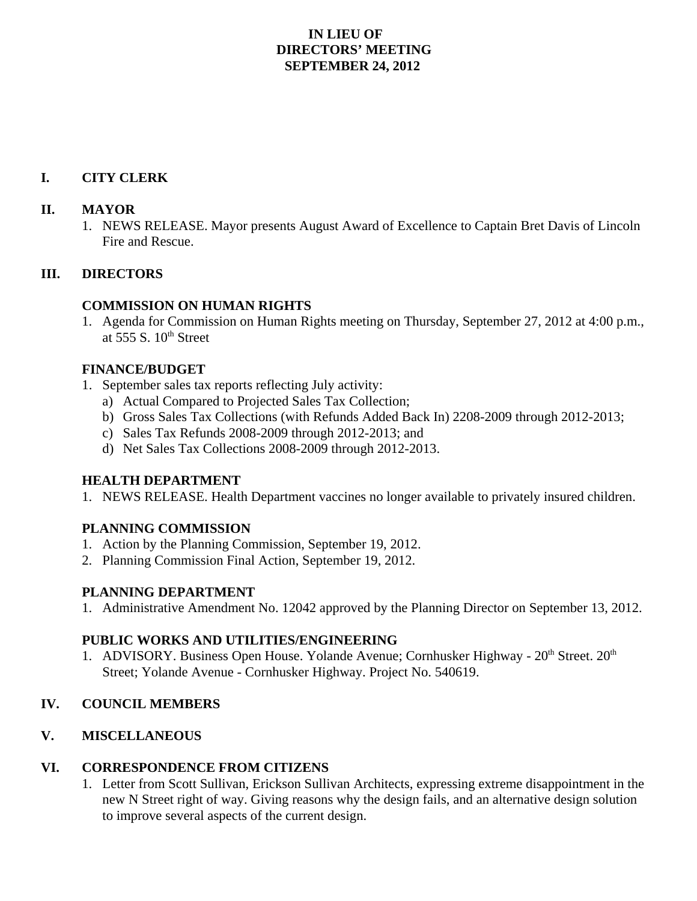# IN LIEU OF
# DIRECTORS' MEETING
# SEPTEMBER 24, 2012

## I. CITY CLERK

## II. MAYOR

1. NEWS RELEASE. Mayor presents August Award of Excellence to Captain Bret Davis of Lincoln Fire and Rescue.

## III. DIRECTORS

### COMMISSION ON HUMAN RIGHTS

1. Agenda for Commission on Human Rights meeting on Thursday, September 27, 2012 at 4:00 p.m., at 555 S. 10th Street

### FINANCE/BUDGET

1. September sales tax reports reflecting July activity:
   a) Actual Compared to Projected Sales Tax Collection;
   b) Gross Sales Tax Collections (with Refunds Added Back In) 2208-2009 through 2012-2013;
   c) Sales Tax Refunds 2008-2009 through 2012-2013; and
   d) Net Sales Tax Collections 2008-2009 through 2012-2013.

### HEALTH DEPARTMENT

1. NEWS RELEASE. Health Department vaccines no longer available to privately insured children.

### PLANNING COMMISSION

1. Action by the Planning Commission, September 19, 2012.
2. Planning Commission Final Action, September 19, 2012.

### PLANNING DEPARTMENT

1. Administrative Amendment No. 12042 approved by the Planning Director on September 13, 2012.

### PUBLIC WORKS AND UTILITIES/ENGINEERING

1. ADVISORY. Business Open House. Yolande Avenue; Cornhusker Highway - 20th Street. 20th Street; Yolande Avenue - Cornhusker Highway. Project No. 540619.

## IV. COUNCIL MEMBERS

## V. MISCELLANEOUS

## VI. CORRESPONDENCE FROM CITIZENS

1. Letter from Scott Sullivan, Erickson Sullivan Architects, expressing extreme disappointment in the new N Street right of way. Giving reasons why the design fails, and an alternative design solution to improve several aspects of the current design.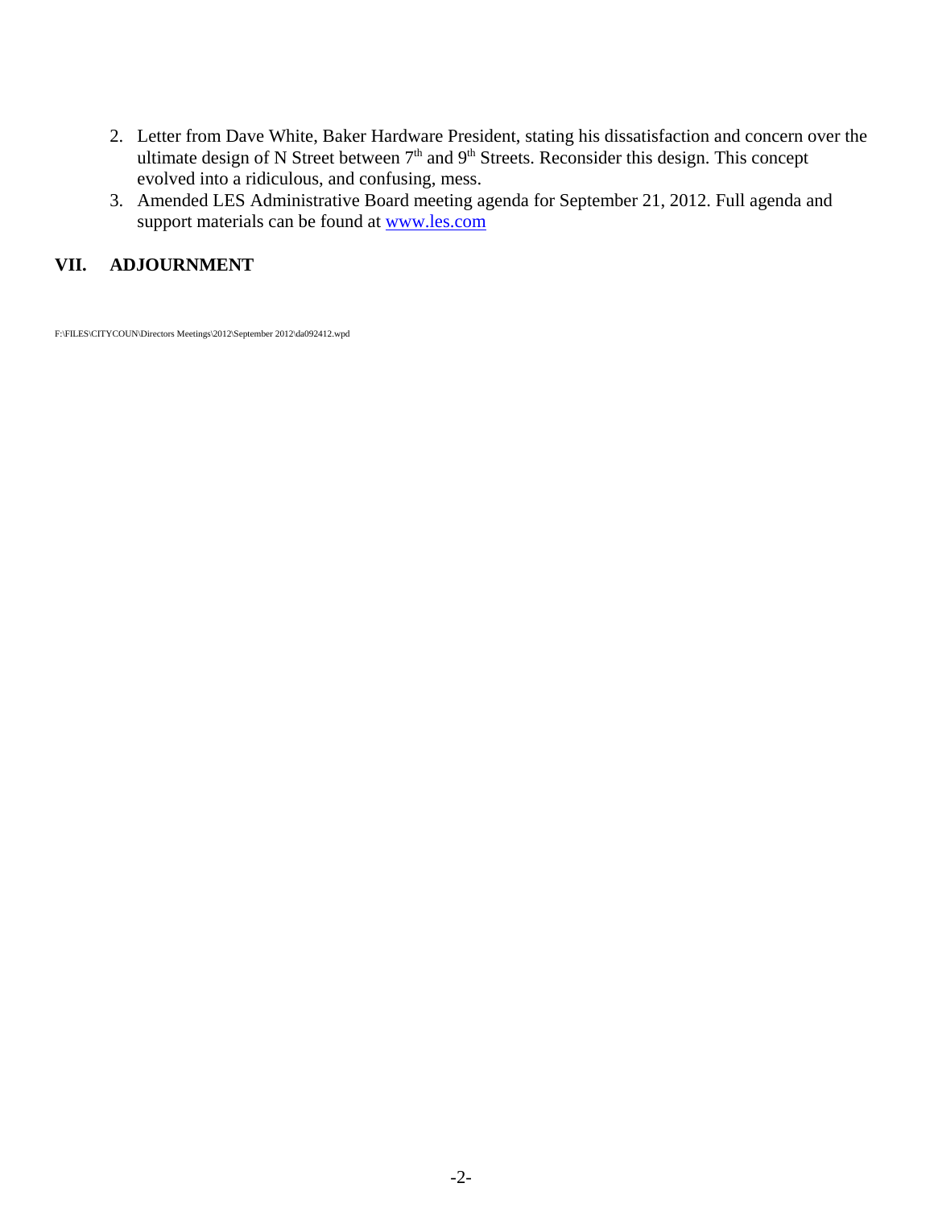2. Letter from Dave White, Baker Hardware President, stating his dissatisfaction and concern over the ultimate design of N Street between 7th and 9th Streets. Reconsider this design. This concept evolved into a ridiculous, and confusing, mess.
3. Amended LES Administrative Board meeting agenda for September 21, 2012. Full agenda and support materials can be found at www.les.com

## VII. ADJOURNMENT

F:\FILES\CITYCOUN\Directors Meetings\2012\September 2012\da092412.wpd